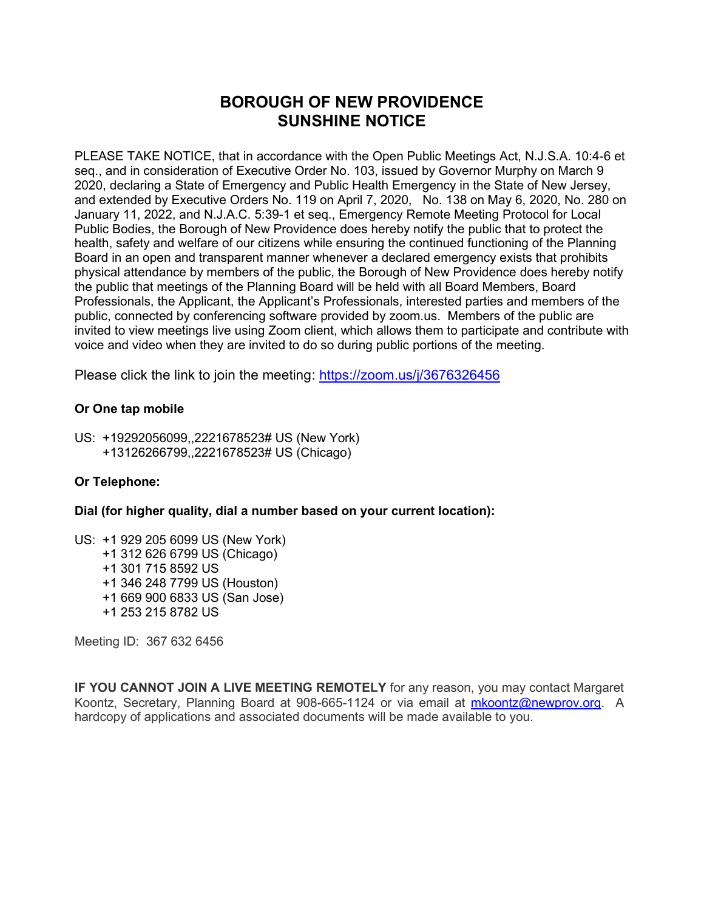# BOROUGH OF NEW PROVIDENCE
# SUNSHINE NOTICE

PLEASE TAKE NOTICE, that in accordance with the Open Public Meetings Act, N.J.S.A. 10:4-6 et seq., and in consideration of Executive Order No. 103, issued by Governor Murphy on March 9 2020, declaring a State of Emergency and Public Health Emergency in the State of New Jersey, and extended by Executive Orders No. 119 on April 7, 2020, No. 138 on May 6, 2020, No. 280 on January 11, 2022, and N.J.A.C. 5:39-1 et seq., Emergency Remote Meeting Protocol for Local Public Bodies, the Borough of New Providence does hereby notify the public that to protect the health, safety and welfare of our citizens while ensuring the continued functioning of the Planning Board in an open and transparent manner whenever a declared emergency exists that prohibits physical attendance by members of the public, the Borough of New Providence does hereby notify the public that meetings of the Planning Board will be held with all Board Members, Board Professionals, the Applicant, the Applicant's Professionals, interested parties and members of the public, connected by conferencing software provided by zoom.us. Members of the public are invited to view meetings live using Zoom client, which allows them to participate and contribute with voice and video when they are invited to do so during public portions of the meeting.

Please click the link to join the meeting: https://zoom.us/j/3676326456

**Or One tap mobile**

US: +19292056099,,2221678523# US (New York)
+13126266799,,2221678523# US (Chicago)

**Or Telephone:**

**Dial (for higher quality, dial a number based on your current location):**

US: +1 929 205 6099 US (New York)
+1 312 626 6799 US (Chicago)
+1 301 715 8592 US
+1 346 248 7799 US (Houston)
+1 669 900 6833 US (San Jose)
+1 253 215 8782 US

Meeting ID: 367 632 6456

**IF YOU CANNOT JOIN A LIVE MEETING REMOTELY** for any reason, you may contact Margaret Koontz, Secretary, Planning Board at 908-665-1124 or via email at mkoontz@newprov.org. A hardcopy of applications and associated documents will be made available to you.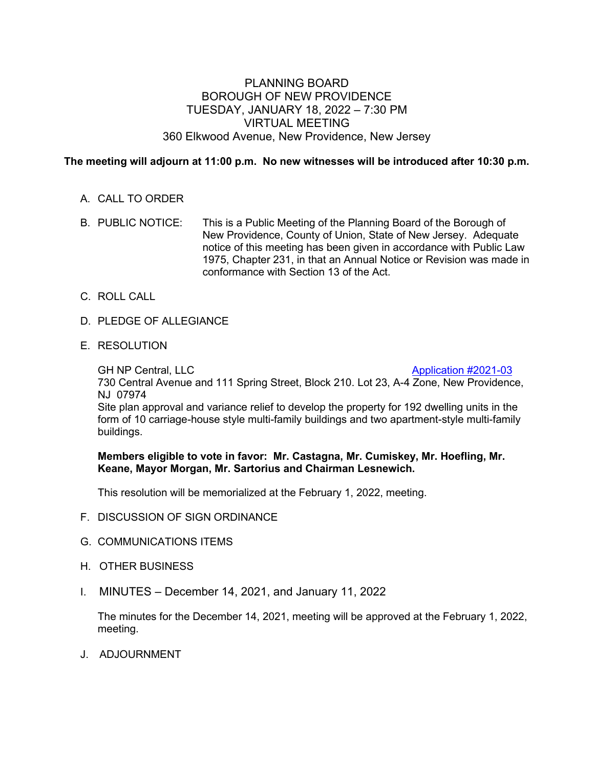# PLANNING BOARD
## BOROUGH OF NEW PROVIDENCE
## TUESDAY, JANUARY 18, 2022 – 7:30 PM
## VIRTUAL MEETING
## 360 Elkwood Avenue, New Providence, New Jersey

**The meeting will adjourn at 11:00 p.m. No new witnesses will be introduced after 10:30 p.m.**

A. CALL TO ORDER

B. PUBLIC NOTICE: This is a Public Meeting of the Planning Board of the Borough of New Providence, County of Union, State of New Jersey. Adequate notice of this meeting has been given in accordance with Public Law 1975, Chapter 231, in that an Annual Notice or Revision was made in conformance with Section 13 of the Act.

C. ROLL CALL

D. PLEDGE OF ALLEGIANCE

E. RESOLUTION

GH NP Central, LLC — Application #2021-03

730 Central Avenue and 111 Spring Street, Block 210. Lot 23, A-4 Zone, New Providence, NJ 07974

Site plan approval and variance relief to develop the property for 192 dwelling units in the form of 10 carriage-house style multi-family buildings and two apartment-style multi-family buildings.

**Members eligible to vote in favor: Mr. Castagna, Mr. Cumiskey, Mr. Hoefling, Mr. Keane, Mayor Morgan, Mr. Sartorius and Chairman Lesnewich.**

This resolution will be memorialized at the February 1, 2022, meeting.

F. DISCUSSION OF SIGN ORDINANCE

G. COMMUNICATIONS ITEMS

H. OTHER BUSINESS

I. MINUTES – December 14, 2021, and January 11, 2022

The minutes for the December 14, 2021, meeting will be approved at the February 1, 2022, meeting.

J. ADJOURNMENT